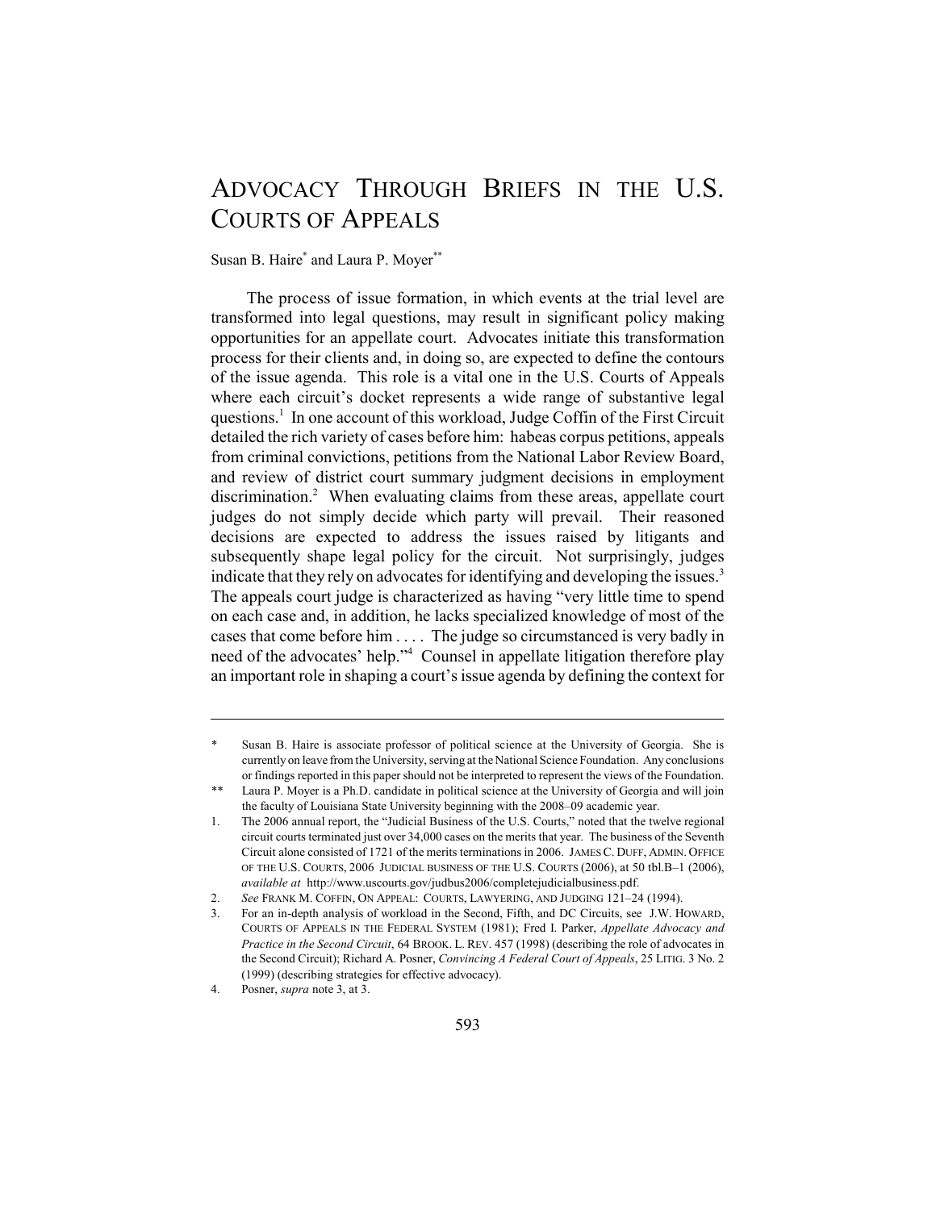# Advocacy Through Briefs in the U.S. Courts of Appeals

Susan B. Haire[*] and Laura P. Moyer[**]

The process of issue formation, in which events at the trial level are transformed into legal questions, may result in significant policy making opportunities for an appellate court. Advocates initiate this transformation process for their clients and, in doing so, are expected to define the contours of the issue agenda. This role is a vital one in the U.S. Courts of Appeals where each circuit's docket represents a wide range of substantive legal questions.[1] In one account of this workload, Judge Coffin of the First Circuit detailed the rich variety of cases before him: habeas corpus petitions, appeals from criminal convictions, petitions from the National Labor Review Board, and review of district court summary judgment decisions in employment discrimination.[2] When evaluating claims from these areas, appellate court judges do not simply decide which party will prevail. Their reasoned decisions are expected to address the issues raised by litigants and subsequently shape legal policy for the circuit. Not surprisingly, judges indicate that they rely on advocates for identifying and developing the issues.[3] The appeals court judge is characterized as having "very little time to spend on each case and, in addition, he lacks specialized knowledge of most of the cases that come before him . . . . The judge so circumstanced is very badly in need of the advocates' help."[4] Counsel in appellate litigation therefore play an important role in shaping a court's issue agenda by defining the context for

---

\* Susan B. Haire is associate professor of political science at the University of Georgia. She is currently on leave from the University, serving at the National Science Foundation. Any conclusions or findings reported in this paper should not be interpreted to represent the views of the Foundation.

\*\* Laura P. Moyer is a Ph.D. candidate in political science at the University of Georgia and will join the faculty of Louisiana State University beginning with the 2008–09 academic year.

1. The 2006 annual report, the "Judicial Business of the U.S. Courts," noted that the twelve regional circuit courts terminated just over 34,000 cases on the merits that year. The business of the Seventh Circuit alone consisted of 1721 of the merits terminations in 2006. JAMES C. DUFF, ADMIN. OFFICE OF THE U.S. COURTS, 2006 JUDICIAL BUSINESS OF THE U.S. COURTS (2006), at 50 tbl.B–1 (2006), *available at* http://www.uscourts.gov/judbus2006/completejudicialbusiness.pdf.

2. *See* FRANK M. COFFIN, ON APPEAL: COURTS, LAWYERING, AND JUDGING 121–24 (1994).

3. For an in-depth analysis of workload in the Second, Fifth, and DC Circuits, see J.W. HOWARD, COURTS OF APPEALS IN THE FEDERAL SYSTEM (1981); Fred I. Parker, *Appellate Advocacy and Practice in the Second Circuit*, 64 BROOK. L. REV. 457 (1998) (describing the role of advocates in the Second Circuit); Richard A. Posner, *Convincing A Federal Court of Appeals*, 25 LITIG. 3 No. 2 (1999) (describing strategies for effective advocacy).

4. Posner, *supra* note 3, at 3.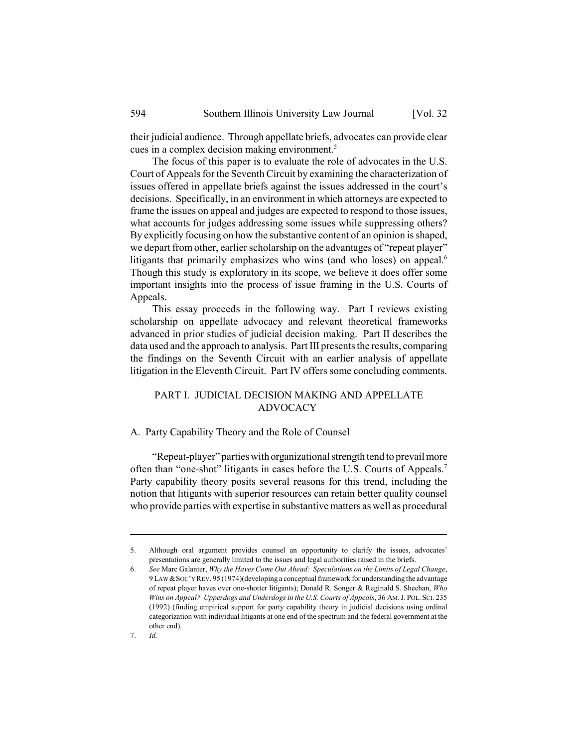their judicial audience. Through appellate briefs, advocates can provide clear cues in a complex decision making environment.[5]

The focus of this paper is to evaluate the role of advocates in the U.S. Court of Appeals for the Seventh Circuit by examining the characterization of issues offered in appellate briefs against the issues addressed in the court's decisions. Specifically, in an environment in which attorneys are expected to frame the issues on appeal and judges are expected to respond to those issues, what accounts for judges addressing some issues while suppressing others? By explicitly focusing on how the substantive content of an opinion is shaped, we depart from other, earlier scholarship on the advantages of "repeat player" litigants that primarily emphasizes who wins (and who loses) on appeal.[6] Though this study is exploratory in its scope, we believe it does offer some important insights into the process of issue framing in the U.S. Courts of Appeals.

This essay proceeds in the following way. Part I reviews existing scholarship on appellate advocacy and relevant theoretical frameworks advanced in prior studies of judicial decision making. Part II describes the data used and the approach to analysis. Part III presents the results, comparing the findings on the Seventh Circuit with an earlier analysis of appellate litigation in the Eleventh Circuit. Part IV offers some concluding comments.

## PART I. JUDICIAL DECISION MAKING AND APPELLATE ADVOCACY

### A. Party Capability Theory and the Role of Counsel

"Repeat-player" parties with organizational strength tend to prevail more often than "one-shot" litigants in cases before the U.S. Courts of Appeals.[7] Party capability theory posits several reasons for this trend, including the notion that litigants with superior resources can retain better quality counsel who provide parties with expertise in substantive matters as well as procedural

---

5. Although oral argument provides counsel an opportunity to clarify the issues, advocates' presentations are generally limited to the issues and legal authorities raised in the briefs.
6. *See* Marc Galanter, *Why the Haves Come Out Ahead: Speculations on the Limits of Legal Change*, 9 LAW & SOC'Y REV. 95 (1974)(developing a conceptual framework for understanding the advantage of repeat player haves over one-shotter litigants); Donald R. Songer & Reginald S. Sheehan, *Who Wins on Appeal? Upperdogs and Underdogs in the U.S. Courts of Appeals*, 36 AM. J. POL. SCI. 235 (1992) (finding empirical support for party capability theory in judicial decisions using ordinal categorization with individual litigants at one end of the spectrum and the federal government at the other end).
7. *Id.*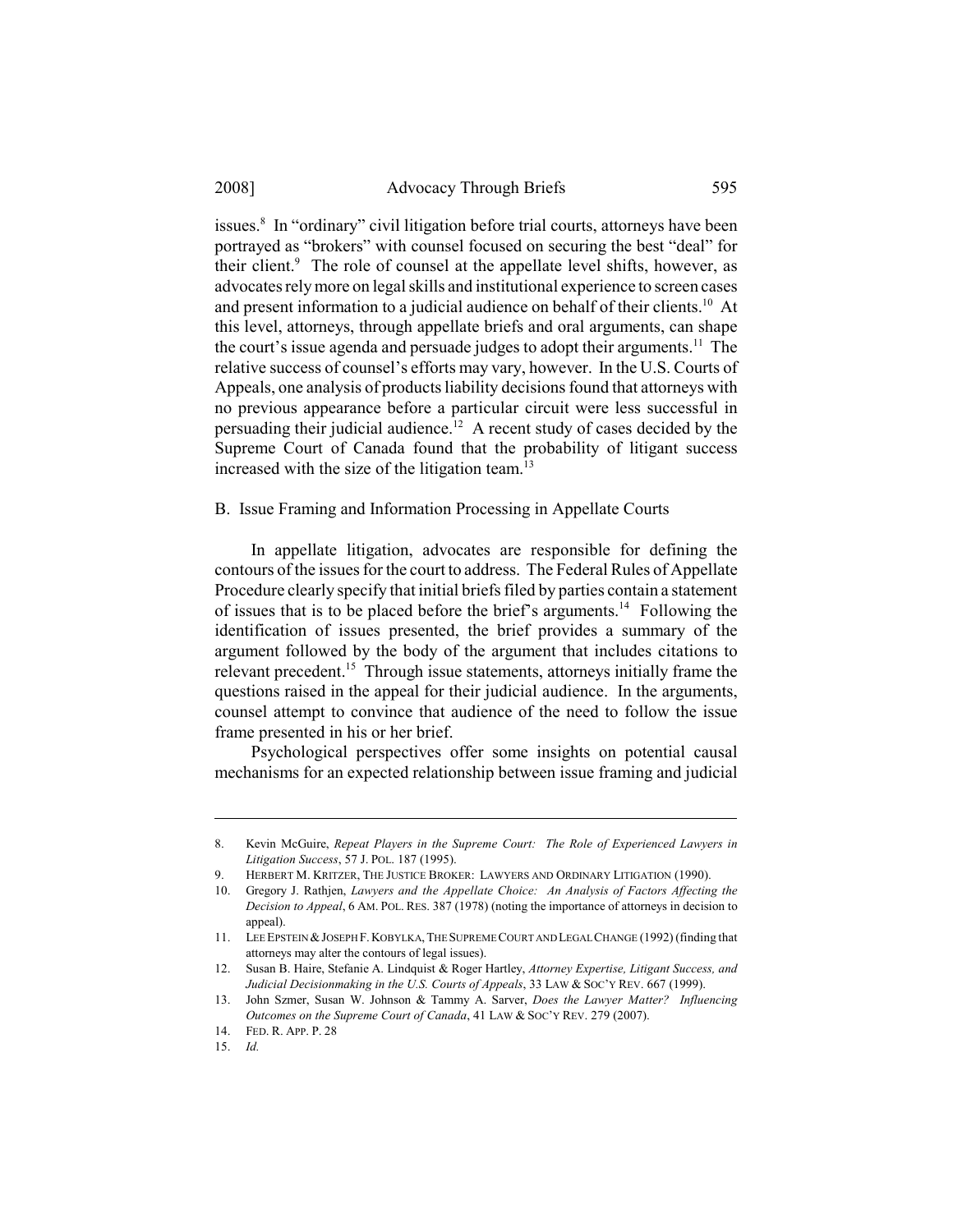issues.[8] In "ordinary" civil litigation before trial courts, attorneys have been portrayed as "brokers" with counsel focused on securing the best "deal" for their client.[9] The role of counsel at the appellate level shifts, however, as advocates rely more on legal skills and institutional experience to screen cases and present information to a judicial audience on behalf of their clients.[10] At this level, attorneys, through appellate briefs and oral arguments, can shape the court's issue agenda and persuade judges to adopt their arguments.[11] The relative success of counsel's efforts may vary, however. In the U.S. Courts of Appeals, one analysis of products liability decisions found that attorneys with no previous appearance before a particular circuit were less successful in persuading their judicial audience.[12] A recent study of cases decided by the Supreme Court of Canada found that the probability of litigant success increased with the size of the litigation team.[13]

## B. Issue Framing and Information Processing in Appellate Courts

In appellate litigation, advocates are responsible for defining the contours of the issues for the court to address. The Federal Rules of Appellate Procedure clearly specify that initial briefs filed by parties contain a statement of issues that is to be placed before the brief's arguments.[14] Following the identification of issues presented, the brief provides a summary of the argument followed by the body of the argument that includes citations to relevant precedent.[15] Through issue statements, attorneys initially frame the questions raised in the appeal for their judicial audience. In the arguments, counsel attempt to convince that audience of the need to follow the issue frame presented in his or her brief.

Psychological perspectives offer some insights on potential causal mechanisms for an expected relationship between issue framing and judicial

---

8. Kevin McGuire, *Repeat Players in the Supreme Court: The Role of Experienced Lawyers in Litigation Success*, 57 J. POL. 187 (1995).

9. HERBERT M. KRITZER, THE JUSTICE BROKER: LAWYERS AND ORDINARY LITIGATION (1990).

10. Gregory J. Rathjen, *Lawyers and the Appellate Choice: An Analysis of Factors Affecting the Decision to Appeal*, 6 AM. POL. RES. 387 (1978) (noting the importance of attorneys in decision to appeal).

11. LEE EPSTEIN & JOSEPH F. KOBYLKA, THE SUPREME COURT AND LEGAL CHANGE (1992) (finding that attorneys may alter the contours of legal issues).

12. Susan B. Haire, Stefanie A. Lindquist & Roger Hartley, *Attorney Expertise, Litigant Success, and Judicial Decisionmaking in the U.S. Courts of Appeals*, 33 LAW & SOC'Y REV. 667 (1999).

13. John Szmer, Susan W. Johnson & Tammy A. Sarver, *Does the Lawyer Matter? Influencing Outcomes on the Supreme Court of Canada*, 41 LAW & SOC'Y REV. 279 (2007).

14. FED. R. APP. P. 28

15. *Id.*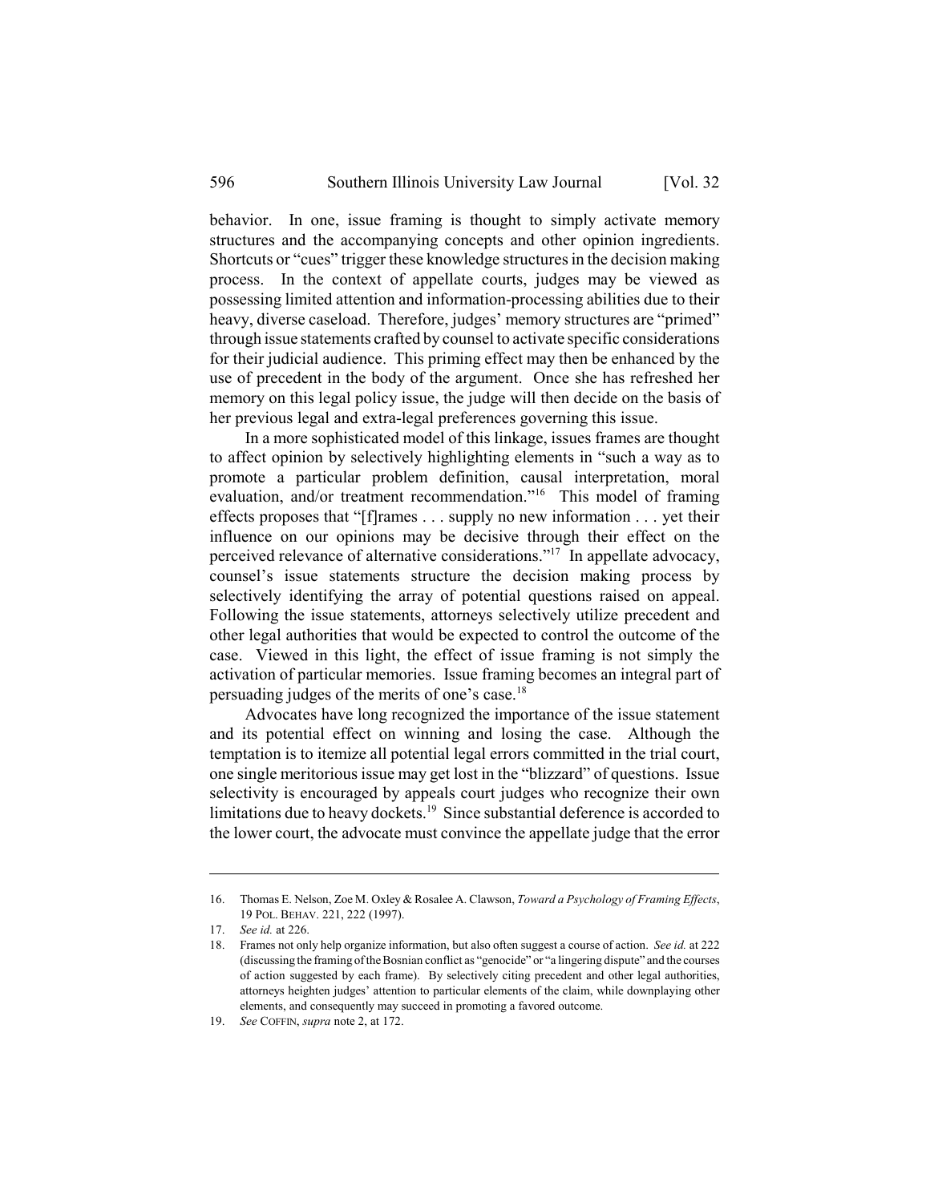behavior. In one, issue framing is thought to simply activate memory structures and the accompanying concepts and other opinion ingredients. Shortcuts or "cues" trigger these knowledge structures in the decision making process. In the context of appellate courts, judges may be viewed as possessing limited attention and information-processing abilities due to their heavy, diverse caseload. Therefore, judges' memory structures are "primed" through issue statements crafted by counsel to activate specific considerations for their judicial audience. This priming effect may then be enhanced by the use of precedent in the body of the argument. Once she has refreshed her memory on this legal policy issue, the judge will then decide on the basis of her previous legal and extra-legal preferences governing this issue.

In a more sophisticated model of this linkage, issues frames are thought to affect opinion by selectively highlighting elements in "such a way as to promote a particular problem definition, causal interpretation, moral evaluation, and/or treatment recommendation."[16] This model of framing effects proposes that "[f]rames . . . supply no new information . . . yet their influence on our opinions may be decisive through their effect on the perceived relevance of alternative considerations."[17] In appellate advocacy, counsel's issue statements structure the decision making process by selectively identifying the array of potential questions raised on appeal. Following the issue statements, attorneys selectively utilize precedent and other legal authorities that would be expected to control the outcome of the case. Viewed in this light, the effect of issue framing is not simply the activation of particular memories. Issue framing becomes an integral part of persuading judges of the merits of one's case.[18]

Advocates have long recognized the importance of the issue statement and its potential effect on winning and losing the case. Although the temptation is to itemize all potential legal errors committed in the trial court, one single meritorious issue may get lost in the "blizzard" of questions. Issue selectivity is encouraged by appeals court judges who recognize their own limitations due to heavy dockets.[19] Since substantial deference is accorded to the lower court, the advocate must convince the appellate judge that the error

---

16. Thomas E. Nelson, Zoe M. Oxley & Rosalee A. Clawson, *Toward a Psychology of Framing Effects*, 19 POL. BEHAV. 221, 222 (1997).

17. *See id.* at 226.

18. Frames not only help organize information, but also often suggest a course of action. *See id.* at 222 (discussing the framing of the Bosnian conflict as "genocide" or "a lingering dispute" and the courses of action suggested by each frame). By selectively citing precedent and other legal authorities, attorneys heighten judges' attention to particular elements of the claim, while downplaying other elements, and consequently may succeed in promoting a favored outcome.

19. *See* COFFIN, *supra* note 2, at 172.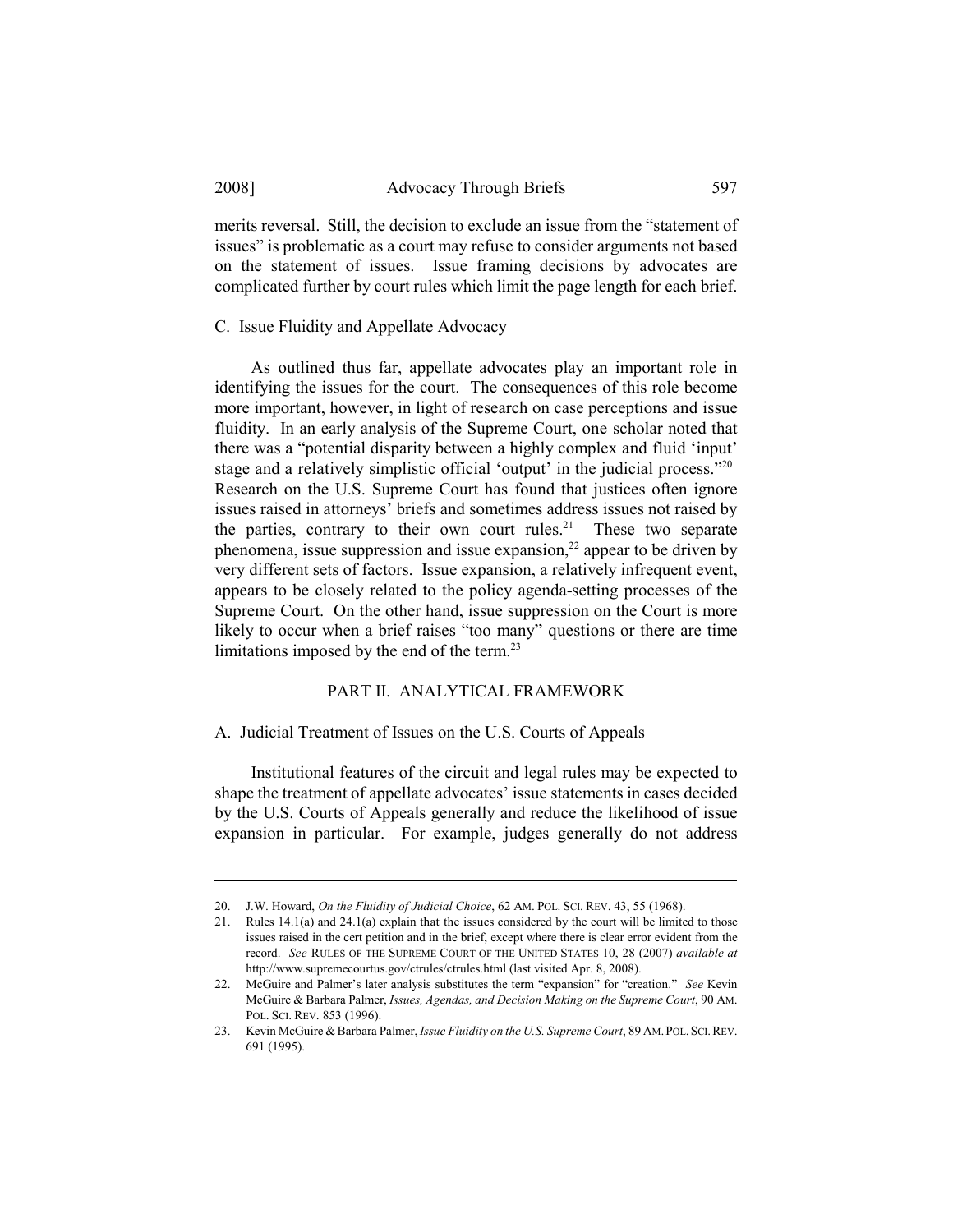merits reversal. Still, the decision to exclude an issue from the "statement of issues" is problematic as a court may refuse to consider arguments not based on the statement of issues. Issue framing decisions by advocates are complicated further by court rules which limit the page length for each brief.

### C. Issue Fluidity and Appellate Advocacy

As outlined thus far, appellate advocates play an important role in identifying the issues for the court. The consequences of this role become more important, however, in light of research on case perceptions and issue fluidity. In an early analysis of the Supreme Court, one scholar noted that there was a "potential disparity between a highly complex and fluid 'input' stage and a relatively simplistic official 'output' in the judicial process."[20] Research on the U.S. Supreme Court has found that justices often ignore issues raised in attorneys' briefs and sometimes address issues not raised by the parties, contrary to their own court rules.[21] These two separate phenomena, issue suppression and issue expansion,[22] appear to be driven by very different sets of factors. Issue expansion, a relatively infrequent event, appears to be closely related to the policy agenda-setting processes of the Supreme Court. On the other hand, issue suppression on the Court is more likely to occur when a brief raises "too many" questions or there are time limitations imposed by the end of the term.[23]

## PART II. ANALYTICAL FRAMEWORK

### A. Judicial Treatment of Issues on the U.S. Courts of Appeals

Institutional features of the circuit and legal rules may be expected to shape the treatment of appellate advocates' issue statements in cases decided by the U.S. Courts of Appeals generally and reduce the likelihood of issue expansion in particular. For example, judges generally do not address

---

20. J.W. Howard, *On the Fluidity of Judicial Choice*, 62 AM. POL. SCI. REV. 43, 55 (1968).

21. Rules 14.1(a) and 24.1(a) explain that the issues considered by the court will be limited to those issues raised in the cert petition and in the brief, except where there is clear error evident from the record. *See* RULES OF THE SUPREME COURT OF THE UNITED STATES 10, 28 (2007) *available at* http://www.supremecourtus.gov/ctrules/ctrules.html (last visited Apr. 8, 2008).

22. McGuire and Palmer's later analysis substitutes the term "expansion" for "creation." *See* Kevin McGuire & Barbara Palmer, *Issues, Agendas, and Decision Making on the Supreme Court*, 90 AM. POL. SCI. REV. 853 (1996).

23. Kevin McGuire & Barbara Palmer, *Issue Fluidity on the U.S. Supreme Court*, 89 AM. POL. SCI. REV. 691 (1995).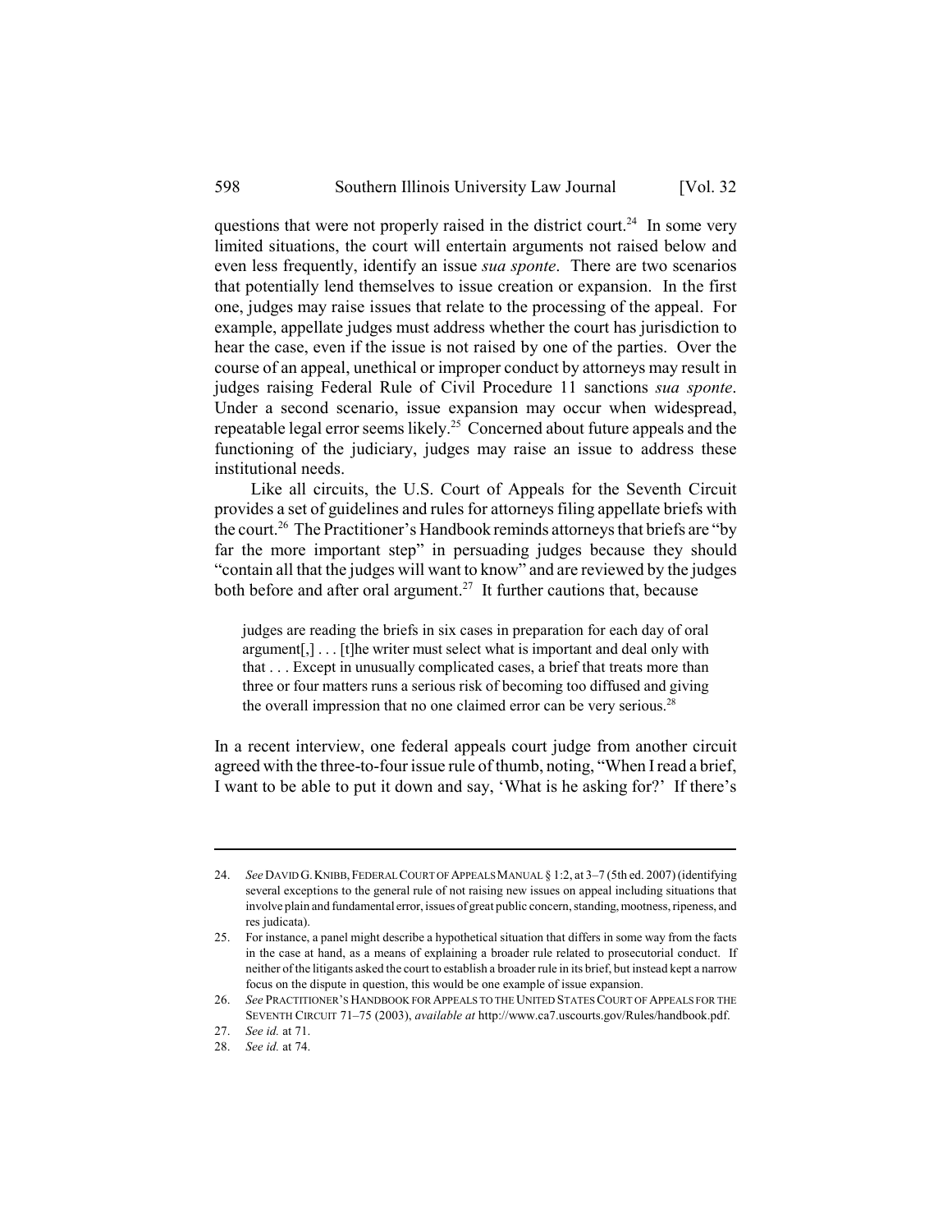questions that were not properly raised in the district court.[24] In some very limited situations, the court will entertain arguments not raised below and even less frequently, identify an issue *sua sponte*. There are two scenarios that potentially lend themselves to issue creation or expansion. In the first one, judges may raise issues that relate to the processing of the appeal. For example, appellate judges must address whether the court has jurisdiction to hear the case, even if the issue is not raised by one of the parties. Over the course of an appeal, unethical or improper conduct by attorneys may result in judges raising Federal Rule of Civil Procedure 11 sanctions *sua sponte*. Under a second scenario, issue expansion may occur when widespread, repeatable legal error seems likely.[25] Concerned about future appeals and the functioning of the judiciary, judges may raise an issue to address these institutional needs.

Like all circuits, the U.S. Court of Appeals for the Seventh Circuit provides a set of guidelines and rules for attorneys filing appellate briefs with the court.[26] The Practitioner's Handbook reminds attorneys that briefs are "by far the more important step" in persuading judges because they should "contain all that the judges will want to know" and are reviewed by the judges both before and after oral argument.[27] It further cautions that, because

> judges are reading the briefs in six cases in preparation for each day of oral argument[,] . . . [t]he writer must select what is important and deal only with that . . . Except in unusually complicated cases, a brief that treats more than three or four matters runs a serious risk of becoming too diffused and giving the overall impression that no one claimed error can be very serious.[28]

In a recent interview, one federal appeals court judge from another circuit agreed with the three-to-four issue rule of thumb, noting, "When I read a brief, I want to be able to put it down and say, 'What is he asking for?' If there's

---

24. *See* DAVID G. KNIBB, FEDERAL COURT OF APPEALS MANUAL § 1:2, at 3–7 (5th ed. 2007) (identifying several exceptions to the general rule of not raising new issues on appeal including situations that involve plain and fundamental error, issues of great public concern, standing, mootness, ripeness, and res judicata).

25. For instance, a panel might describe a hypothetical situation that differs in some way from the facts in the case at hand, as a means of explaining a broader rule related to prosecutorial conduct. If neither of the litigants asked the court to establish a broader rule in its brief, but instead kept a narrow focus on the dispute in question, this would be one example of issue expansion.

26. *See* PRACTITIONER'S HANDBOOK FOR APPEALS TO THE UNITED STATES COURT OF APPEALS FOR THE SEVENTH CIRCUIT 71–75 (2003), *available at* http://www.ca7.uscourts.gov/Rules/handbook.pdf.

27. *See id.* at 71.

28. *See id.* at 74.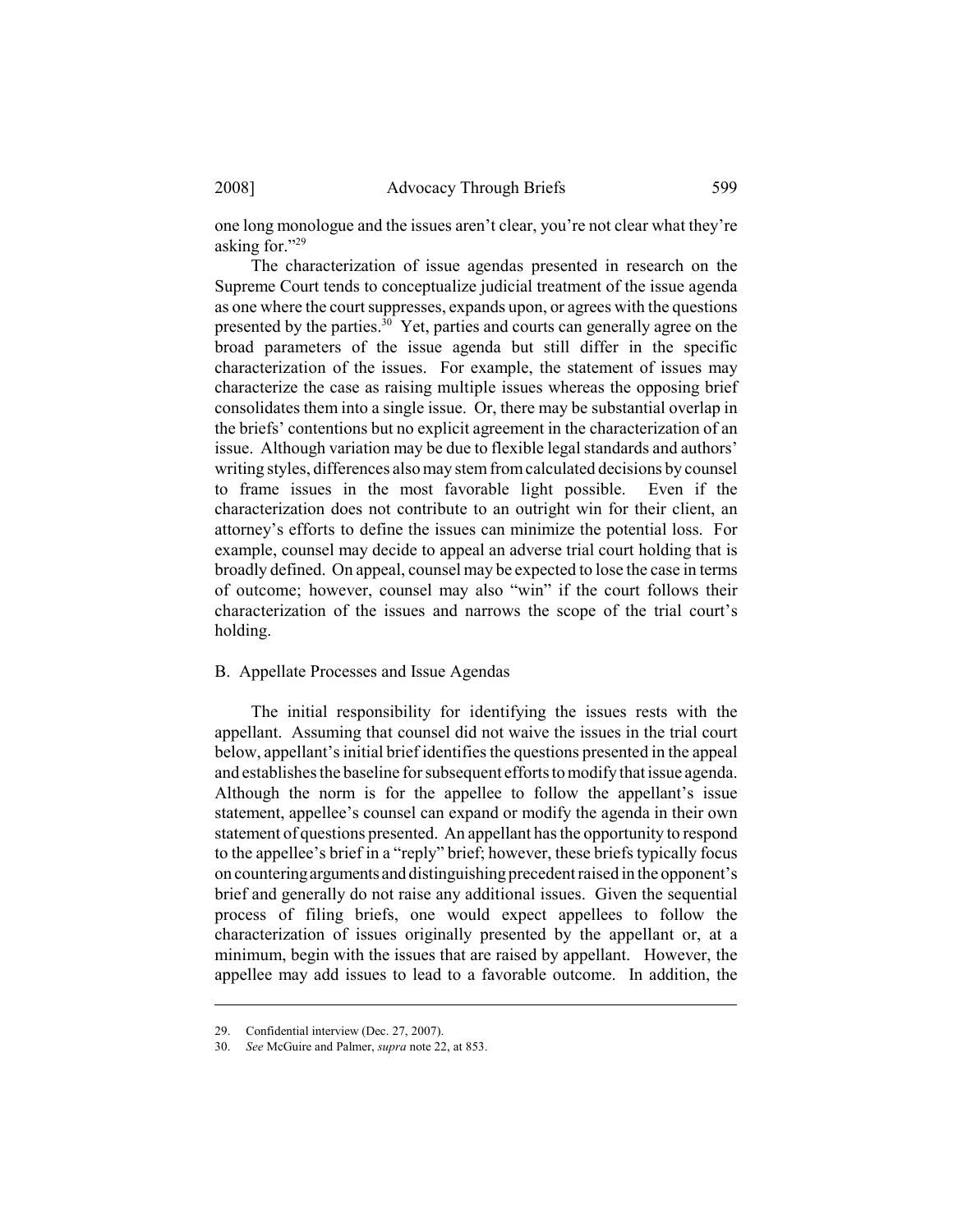one long monologue and the issues aren't clear, you're not clear what they're asking for."[29]

The characterization of issue agendas presented in research on the Supreme Court tends to conceptualize judicial treatment of the issue agenda as one where the court suppresses, expands upon, or agrees with the questions presented by the parties.[30] Yet, parties and courts can generally agree on the broad parameters of the issue agenda but still differ in the specific characterization of the issues. For example, the statement of issues may characterize the case as raising multiple issues whereas the opposing brief consolidates them into a single issue. Or, there may be substantial overlap in the briefs' contentions but no explicit agreement in the characterization of an issue. Although variation may be due to flexible legal standards and authors' writing styles, differences also may stem from calculated decisions by counsel to frame issues in the most favorable light possible. Even if the characterization does not contribute to an outright win for their client, an attorney's efforts to define the issues can minimize the potential loss. For example, counsel may decide to appeal an adverse trial court holding that is broadly defined. On appeal, counsel may be expected to lose the case in terms of outcome; however, counsel may also "win" if the court follows their characterization of the issues and narrows the scope of the trial court's holding.

## B. Appellate Processes and Issue Agendas

The initial responsibility for identifying the issues rests with the appellant. Assuming that counsel did not waive the issues in the trial court below, appellant's initial brief identifies the questions presented in the appeal and establishes the baseline for subsequent efforts to modify that issue agenda. Although the norm is for the appellee to follow the appellant's issue statement, appellee's counsel can expand or modify the agenda in their own statement of questions presented. An appellant has the opportunity to respond to the appellee's brief in a "reply" brief; however, these briefs typically focus on countering arguments and distinguishing precedent raised in the opponent's brief and generally do not raise any additional issues. Given the sequential process of filing briefs, one would expect appellees to follow the characterization of issues originally presented by the appellant or, at a minimum, begin with the issues that are raised by appellant. However, the appellee may add issues to lead to a favorable outcome. In addition, the

---

29. Confidential interview (Dec. 27, 2007).

30. *See* McGuire and Palmer, *supra* note 22, at 853.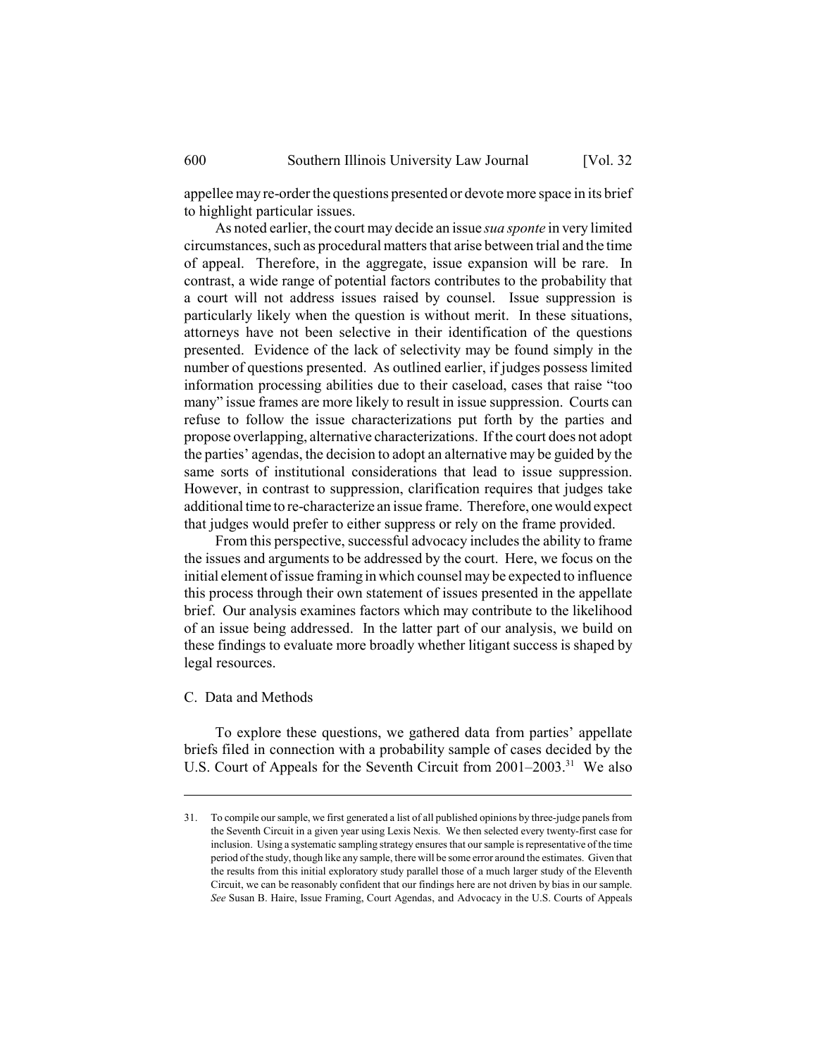appellee may re-order the questions presented or devote more space in its brief to highlight particular issues.

As noted earlier, the court may decide an issue *sua sponte* in very limited circumstances, such as procedural matters that arise between trial and the time of appeal. Therefore, in the aggregate, issue expansion will be rare. In contrast, a wide range of potential factors contributes to the probability that a court will not address issues raised by counsel. Issue suppression is particularly likely when the question is without merit. In these situations, attorneys have not been selective in their identification of the questions presented. Evidence of the lack of selectivity may be found simply in the number of questions presented. As outlined earlier, if judges possess limited information processing abilities due to their caseload, cases that raise "too many" issue frames are more likely to result in issue suppression. Courts can refuse to follow the issue characterizations put forth by the parties and propose overlapping, alternative characterizations. If the court does not adopt the parties' agendas, the decision to adopt an alternative may be guided by the same sorts of institutional considerations that lead to issue suppression. However, in contrast to suppression, clarification requires that judges take additional time to re-characterize an issue frame. Therefore, one would expect that judges would prefer to either suppress or rely on the frame provided.

From this perspective, successful advocacy includes the ability to frame the issues and arguments to be addressed by the court. Here, we focus on the initial element of issue framing in which counsel may be expected to influence this process through their own statement of issues presented in the appellate brief. Our analysis examines factors which may contribute to the likelihood of an issue being addressed. In the latter part of our analysis, we build on these findings to evaluate more broadly whether litigant success is shaped by legal resources.

### C. Data and Methods

To explore these questions, we gathered data from parties' appellate briefs filed in connection with a probability sample of cases decided by the U.S. Court of Appeals for the Seventh Circuit from 2001–2003.[31] We also

---

31. To compile our sample, we first generated a list of all published opinions by three-judge panels from the Seventh Circuit in a given year using Lexis Nexis. We then selected every twenty-first case for inclusion. Using a systematic sampling strategy ensures that our sample is representative of the time period of the study, though like any sample, there will be some error around the estimates. Given that the results from this initial exploratory study parallel those of a much larger study of the Eleventh Circuit, we can be reasonably confident that our findings here are not driven by bias in our sample. *See* Susan B. Haire, Issue Framing, Court Agendas, and Advocacy in the U.S. Courts of Appeals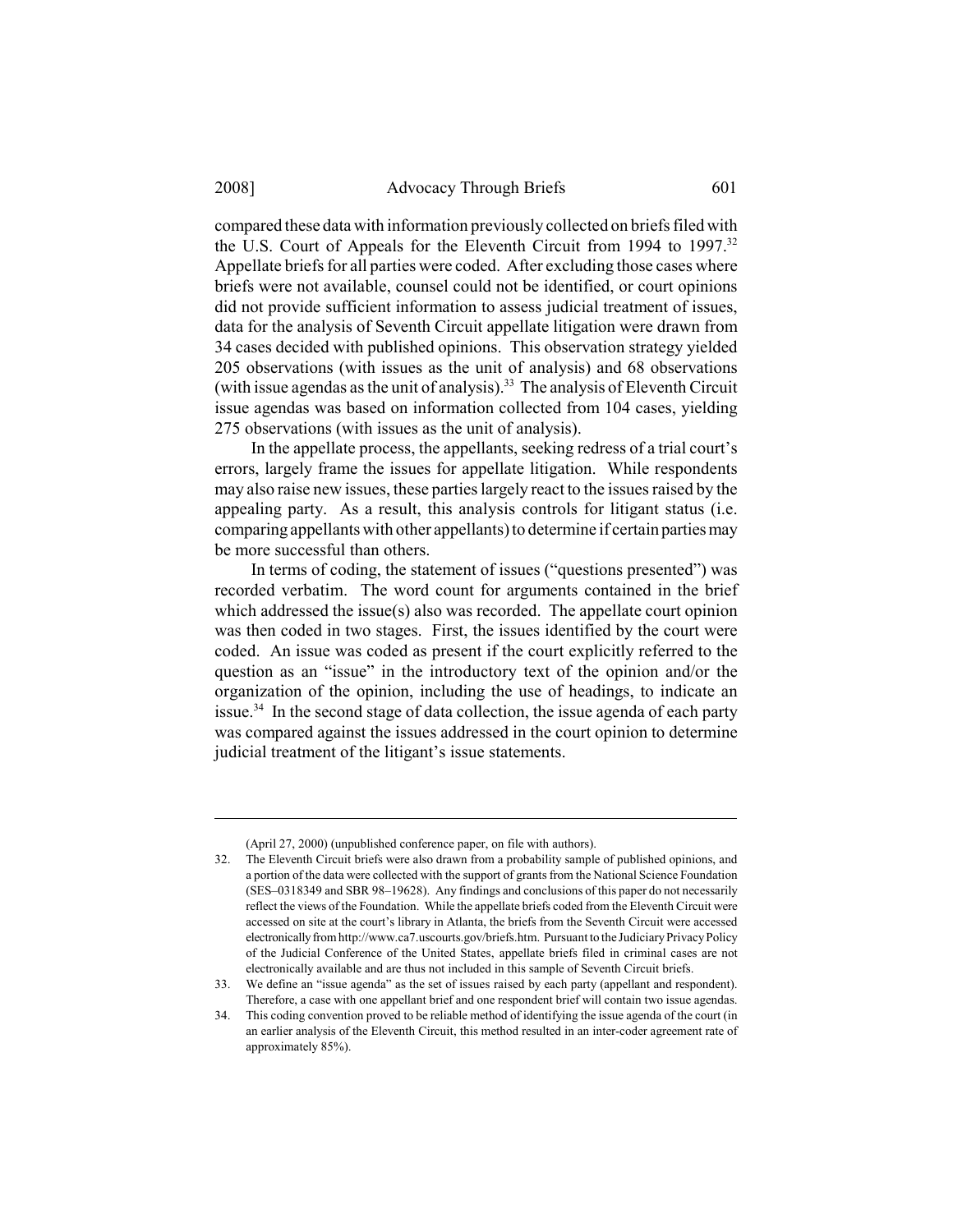compared these data with information previously collected on briefs filed with the U.S. Court of Appeals for the Eleventh Circuit from 1994 to 1997.[32] Appellate briefs for all parties were coded. After excluding those cases where briefs were not available, counsel could not be identified, or court opinions did not provide sufficient information to assess judicial treatment of issues, data for the analysis of Seventh Circuit appellate litigation were drawn from 34 cases decided with published opinions. This observation strategy yielded 205 observations (with issues as the unit of analysis) and 68 observations (with issue agendas as the unit of analysis).[33] The analysis of Eleventh Circuit issue agendas was based on information collected from 104 cases, yielding 275 observations (with issues as the unit of analysis).

In the appellate process, the appellants, seeking redress of a trial court's errors, largely frame the issues for appellate litigation. While respondents may also raise new issues, these parties largely react to the issues raised by the appealing party. As a result, this analysis controls for litigant status (i.e. comparing appellants with other appellants) to determine if certain parties may be more successful than others.

In terms of coding, the statement of issues ("questions presented") was recorded verbatim. The word count for arguments contained in the brief which addressed the issue(s) also was recorded. The appellate court opinion was then coded in two stages. First, the issues identified by the court were coded. An issue was coded as present if the court explicitly referred to the question as an "issue" in the introductory text of the opinion and/or the organization of the opinion, including the use of headings, to indicate an issue.[34] In the second stage of data collection, the issue agenda of each party was compared against the issues addressed in the court opinion to determine judicial treatment of the litigant's issue statements.

---

(April 27, 2000) (unpublished conference paper, on file with authors).

32. The Eleventh Circuit briefs were also drawn from a probability sample of published opinions, and a portion of the data were collected with the support of grants from the National Science Foundation (SES–0318349 and SBR 98–19628). Any findings and conclusions of this paper do not necessarily reflect the views of the Foundation. While the appellate briefs coded from the Eleventh Circuit were accessed on site at the court's library in Atlanta, the briefs from the Seventh Circuit were accessed electronically from http://www.ca7.uscourts.gov/briefs.htm. Pursuant to the Judiciary Privacy Policy of the Judicial Conference of the United States, appellate briefs filed in criminal cases are not electronically available and are thus not included in this sample of Seventh Circuit briefs.

33. We define an "issue agenda" as the set of issues raised by each party (appellant and respondent). Therefore, a case with one appellant brief and one respondent brief will contain two issue agendas.

34. This coding convention proved to be reliable method of identifying the issue agenda of the court (in an earlier analysis of the Eleventh Circuit, this method resulted in an inter-coder agreement rate of approximately 85%).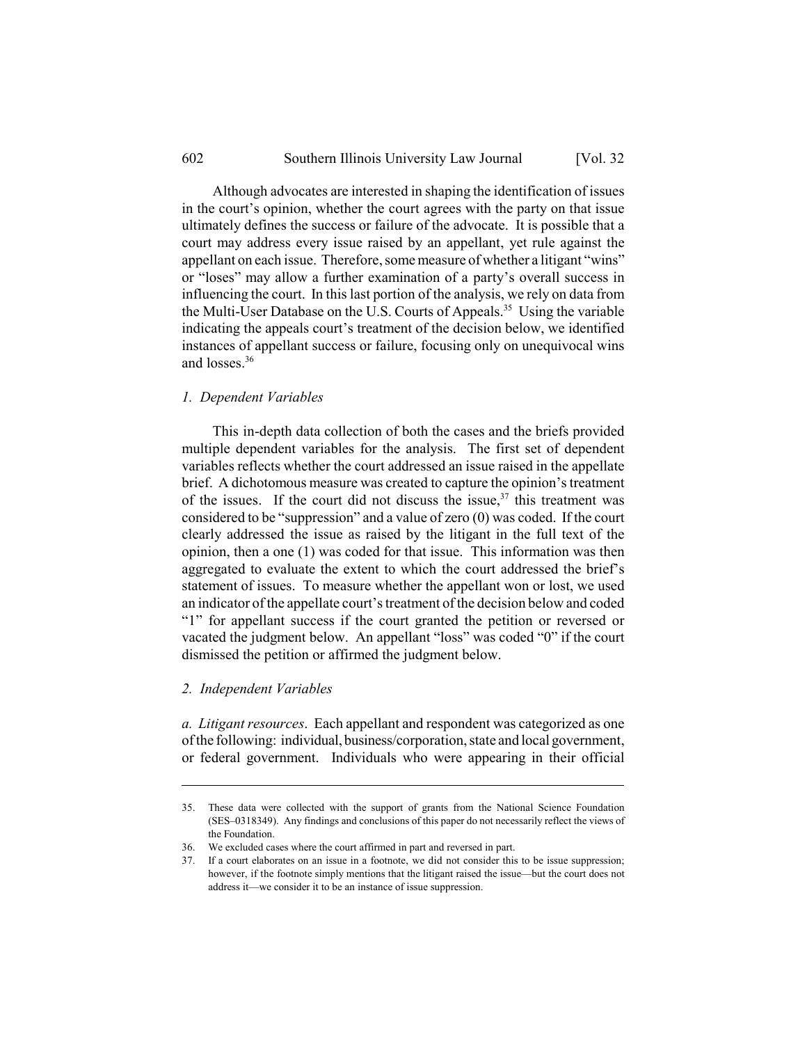Although advocates are interested in shaping the identification of issues in the court's opinion, whether the court agrees with the party on that issue ultimately defines the success or failure of the advocate. It is possible that a court may address every issue raised by an appellant, yet rule against the appellant on each issue. Therefore, some measure of whether a litigant "wins" or "loses" may allow a further examination of a party's overall success in influencing the court. In this last portion of the analysis, we rely on data from the Multi-User Database on the U.S. Courts of Appeals.[35] Using the variable indicating the appeals court's treatment of the decision below, we identified instances of appellant success or failure, focusing only on unequivocal wins and losses.[36]

### *1. Dependent Variables*

This in-depth data collection of both the cases and the briefs provided multiple dependent variables for the analysis. The first set of dependent variables reflects whether the court addressed an issue raised in the appellate brief. A dichotomous measure was created to capture the opinion's treatment of the issues. If the court did not discuss the issue,[37] this treatment was considered to be "suppression" and a value of zero (0) was coded. If the court clearly addressed the issue as raised by the litigant in the full text of the opinion, then a one (1) was coded for that issue. This information was then aggregated to evaluate the extent to which the court addressed the brief's statement of issues. To measure whether the appellant won or lost, we used an indicator of the appellate court's treatment of the decision below and coded "1" for appellant success if the court granted the petition or reversed or vacated the judgment below. An appellant "loss" was coded "0" if the court dismissed the petition or affirmed the judgment below.

### *2. Independent Variables*

*a. Litigant resources*. Each appellant and respondent was categorized as one of the following: individual, business/corporation, state and local government, or federal government. Individuals who were appearing in their official

---

35. These data were collected with the support of grants from the National Science Foundation (SES–0318349). Any findings and conclusions of this paper do not necessarily reflect the views of the Foundation.

36. We excluded cases where the court affirmed in part and reversed in part.

37. If a court elaborates on an issue in a footnote, we did not consider this to be issue suppression; however, if the footnote simply mentions that the litigant raised the issue—but the court does not address it—we consider it to be an instance of issue suppression.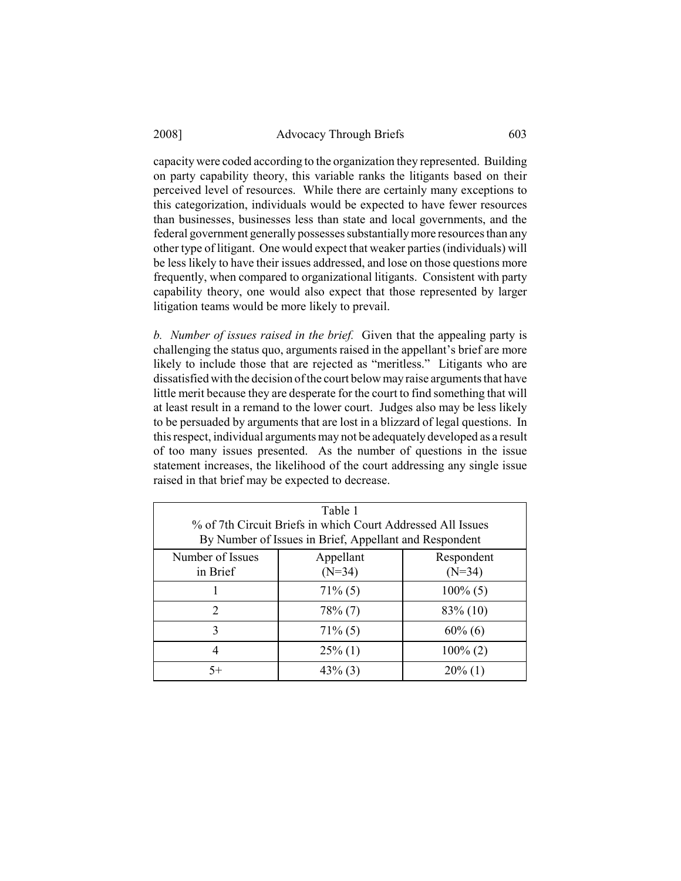capacity were coded according to the organization they represented. Building on party capability theory, this variable ranks the litigants based on their perceived level of resources. While there are certainly many exceptions to this categorization, individuals would be expected to have fewer resources than businesses, businesses less than state and local governments, and the federal government generally possesses substantially more resources than any other type of litigant. One would expect that weaker parties (individuals) will be less likely to have their issues addressed, and lose on those questions more frequently, when compared to organizational litigants. Consistent with party capability theory, one would also expect that those represented by larger litigation teams would be more likely to prevail.

*b. Number of issues raised in the brief.* Given that the appealing party is challenging the status quo, arguments raised in the appellant's brief are more likely to include those that are rejected as "meritless." Litigants who are dissatisfied with the decision of the court below may raise arguments that have little merit because they are desperate for the court to find something that will at least result in a remand to the lower court. Judges also may be less likely to be persuaded by arguments that are lost in a blizzard of legal questions. In this respect, individual arguments may not be adequately developed as a result of too many issues presented. As the number of questions in the issue statement increases, the likelihood of the court addressing any single issue raised in that brief may be expected to decrease.

Table 1
% of 7th Circuit Briefs in which Court Addressed All Issues
By Number of Issues in Brief, Appellant and Respondent

| Number of Issues in Brief | Appellant (N=34) | Respondent (N=34) |
|---|---|---|
| 1 | 71% (5) | 100% (5) |
| 2 | 78% (7) | 83% (10) |
| 3 | 71% (5) | 60% (6) |
| 4 | 25% (1) | 100% (2) |
| 5+ | 43% (3) | 20% (1) |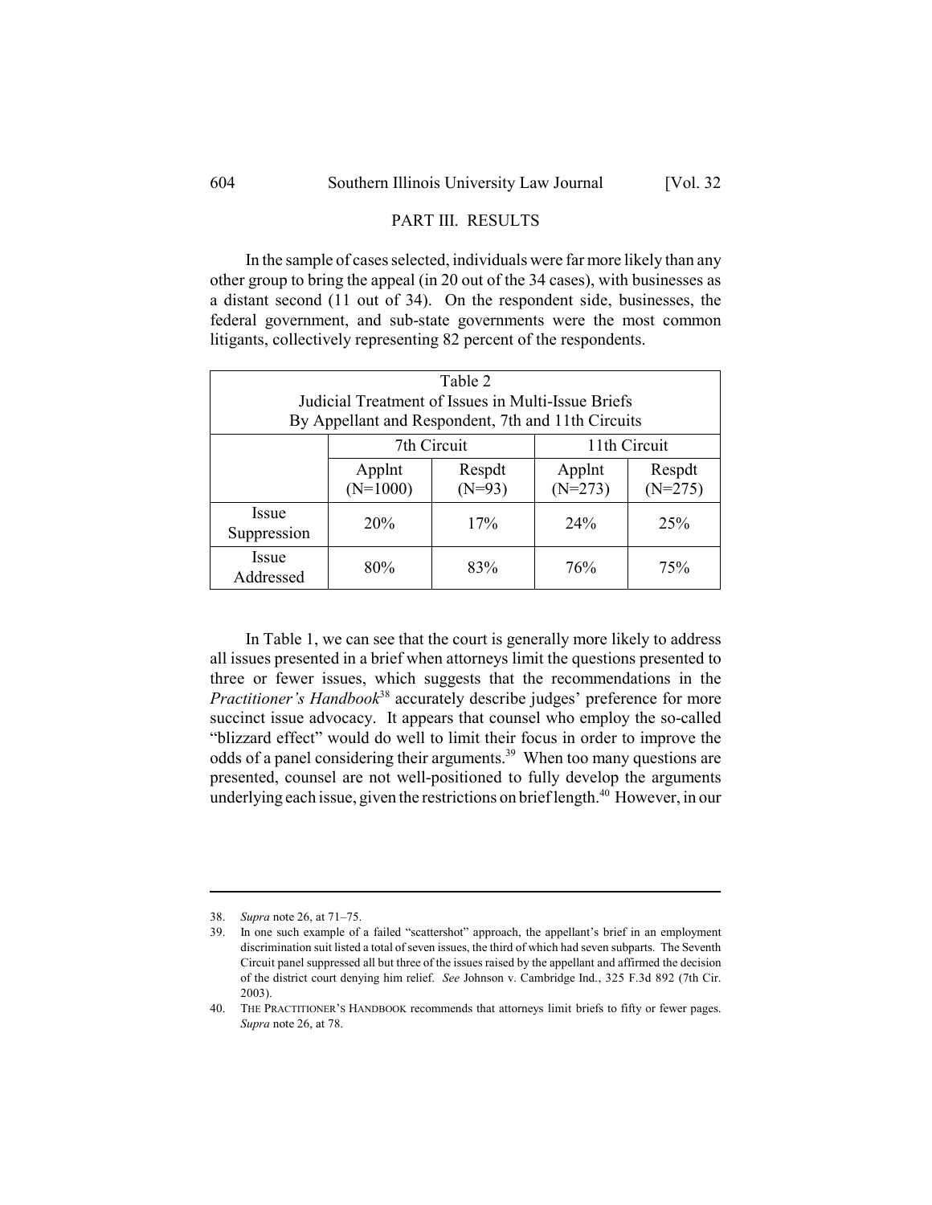## PART III. RESULTS

In the sample of cases selected, individuals were far more likely than any other group to bring the appeal (in 20 out of the 34 cases), with businesses as a distant second (11 out of 34). On the respondent side, businesses, the federal government, and sub-state governments were the most common litigants, collectively representing 82 percent of the respondents.

Table 2
Judicial Treatment of Issues in Multi-Issue Briefs
By Appellant and Respondent, 7th and 11th Circuits

| | 7th Circuit | | 11th Circuit | |
|---|---|---|---|---|
| | Applnt (N=1000) | Respdt (N=93) | Applnt (N=273) | Respdt (N=275) |
| Issue Suppression | 20% | 17% | 24% | 25% |
| Issue Addressed | 80% | 83% | 76% | 75% |

In Table 1, we can see that the court is generally more likely to address all issues presented in a brief when attorneys limit the questions presented to three or fewer issues, which suggests that the recommendations in the *Practitioner's Handbook*[38] accurately describe judges' preference for more succinct issue advocacy. It appears that counsel who employ the so-called "blizzard effect" would do well to limit their focus in order to improve the odds of a panel considering their arguments.[39] When too many questions are presented, counsel are not well-positioned to fully develop the arguments underlying each issue, given the restrictions on brief length.[40] However, in our

---

38. *Supra* note 26, at 71–75.

39. In one such example of a failed "scattershot" approach, the appellant's brief in an employment discrimination suit listed a total of seven issues, the third of which had seven subparts. The Seventh Circuit panel suppressed all but three of the issues raised by the appellant and affirmed the decision of the district court denying him relief. *See* Johnson v. Cambridge Ind., 325 F.3d 892 (7th Cir. 2003).

40. THE PRACTITIONER'S HANDBOOK recommends that attorneys limit briefs to fifty or fewer pages. *Supra* note 26, at 78.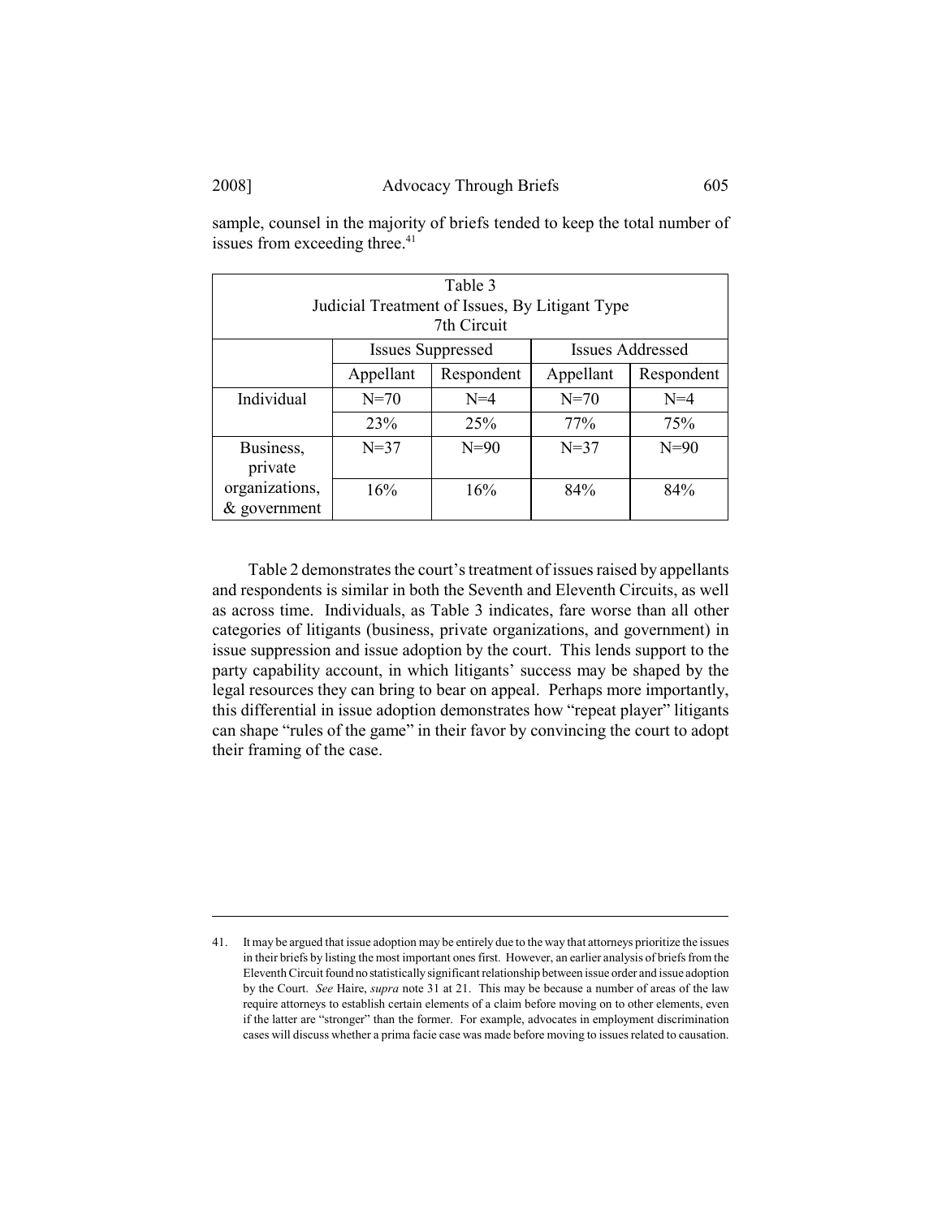sample, counsel in the majority of briefs tended to keep the total number of issues from exceeding three.[41]

| Table 3<br>Judicial Treatment of Issues, By Litigant Type<br>7th Circuit | | | | |
|---|---|---|---|---|
| | Issues Suppressed | | Issues Addressed | |
| | Appellant | Respondent | Appellant | Respondent |
| Individual | N=70 | N=4 | N=70 | N=4 |
| | 23% | 25% | 77% | 75% |
| Business, private organizations, & government | N=37 | N=90 | N=37 | N=90 |
| | 16% | 16% | 84% | 84% |

Table 2 demonstrates the court's treatment of issues raised by appellants and respondents is similar in both the Seventh and Eleventh Circuits, as well as across time. Individuals, as Table 3 indicates, fare worse than all other categories of litigants (business, private organizations, and government) in issue suppression and issue adoption by the court. This lends support to the party capability account, in which litigants' success may be shaped by the legal resources they can bring to bear on appeal. Perhaps more importantly, this differential in issue adoption demonstrates how "repeat player" litigants can shape "rules of the game" in their favor by convincing the court to adopt their framing of the case.

---

41. It may be argued that issue adoption may be entirely due to the way that attorneys prioritize the issues in their briefs by listing the most important ones first. However, an earlier analysis of briefs from the Eleventh Circuit found no statistically significant relationship between issue order and issue adoption by the Court. *See* Haire, *supra* note 31 at 21. This may be because a number of areas of the law require attorneys to establish certain elements of a claim before moving on to other elements, even if the latter are "stronger" than the former. For example, advocates in employment discrimination cases will discuss whether a prima facie case was made before moving to issues related to causation.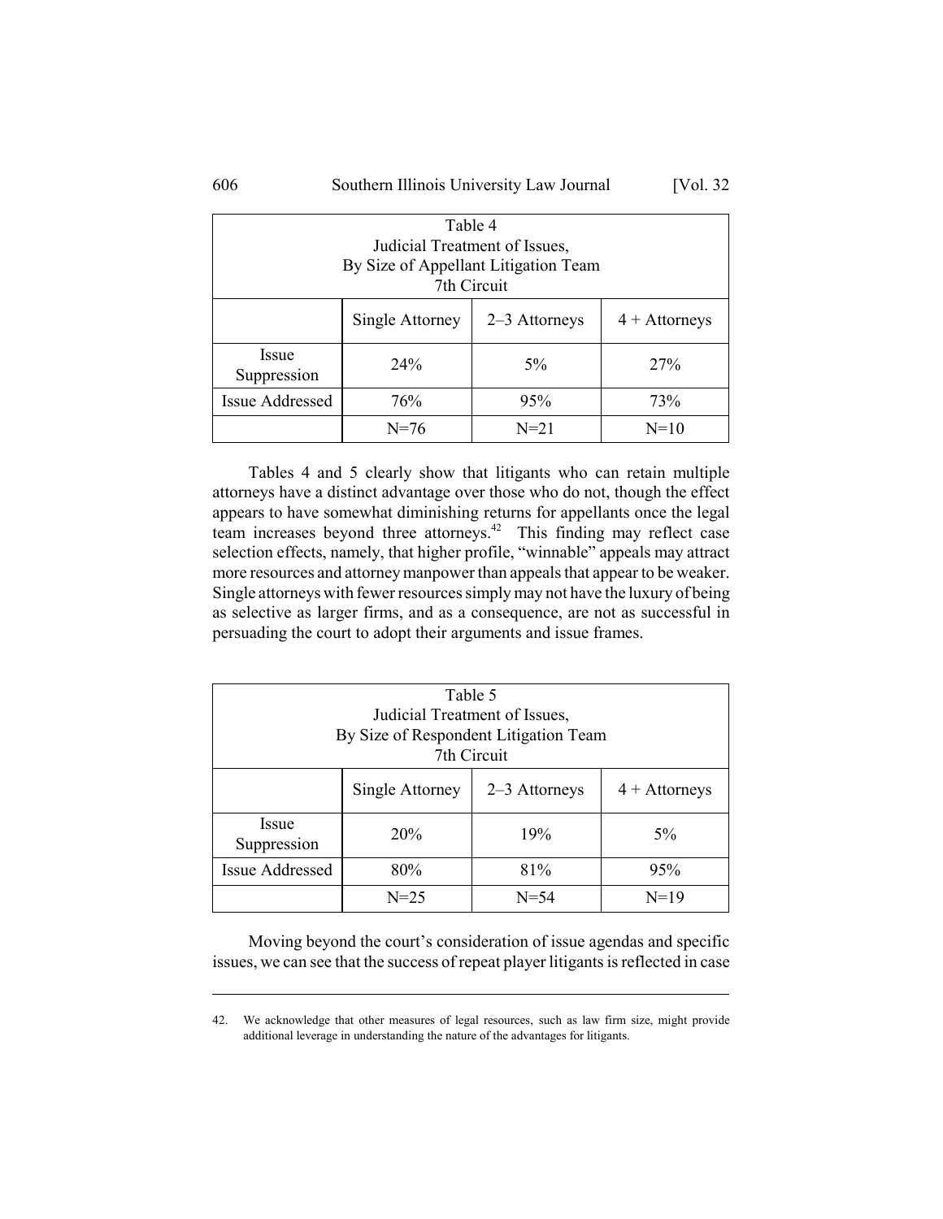| Table 4<br>Judicial Treatment of Issues,<br>By Size of Appellant Litigation Team<br>7th Circuit | | | |
|---|---|---|---|
| | Single Attorney | 2–3 Attorneys | 4 + Attorneys |
| Issue Suppression | 24% | 5% | 27% |
| Issue Addressed | 76% | 95% | 73% |
| | N=76 | N=21 | N=10 |

Tables 4 and 5 clearly show that litigants who can retain multiple attorneys have a distinct advantage over those who do not, though the effect appears to have somewhat diminishing returns for appellants once the legal team increases beyond three attorneys.[42] This finding may reflect case selection effects, namely, that higher profile, "winnable" appeals may attract more resources and attorney manpower than appeals that appear to be weaker. Single attorneys with fewer resources simply may not have the luxury of being as selective as larger firms, and as a consequence, are not as successful in persuading the court to adopt their arguments and issue frames.

| Table 5<br>Judicial Treatment of Issues,<br>By Size of Respondent Litigation Team<br>7th Circuit | | | |
|---|---|---|---|
| | Single Attorney | 2–3 Attorneys | 4 + Attorneys |
| Issue Suppression | 20% | 19% | 5% |
| Issue Addressed | 80% | 81% | 95% |
| | N=25 | N=54 | N=19 |

Moving beyond the court's consideration of issue agendas and specific issues, we can see that the success of repeat player litigants is reflected in case

42. We acknowledge that other measures of legal resources, such as law firm size, might provide additional leverage in understanding the nature of the advantages for litigants.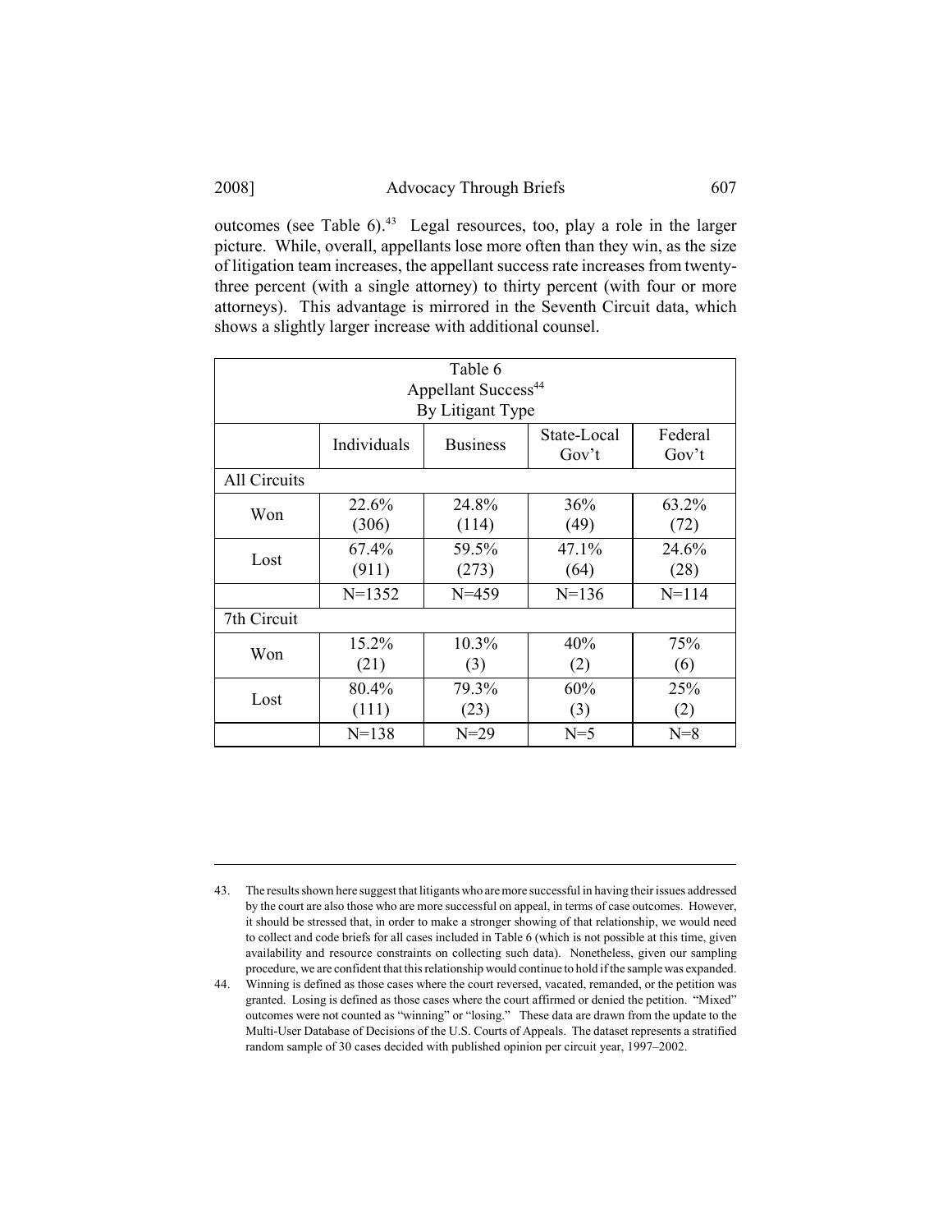outcomes (see Table 6).[43] Legal resources, too, play a role in the larger picture. While, overall, appellants lose more often than they win, as the size of litigation team increases, the appellant success rate increases from twenty-three percent (with a single attorney) to thirty percent (with four or more attorneys). This advantage is mirrored in the Seventh Circuit data, which shows a slightly larger increase with additional counsel.

Table 6
Appellant Success[44]
By Litigant Type

| | Individuals | Business | State-Local Gov't | Federal Gov't |
|---|---|---|---|---|
| All Circuits | | | | |
| Won | 22.6% (306) | 24.8% (114) | 36% (49) | 63.2% (72) |
| Lost | 67.4% (911) | 59.5% (273) | 47.1% (64) | 24.6% (28) |
| | N=1352 | N=459 | N=136 | N=114 |
| 7th Circuit | | | | |
| Won | 15.2% (21) | 10.3% (3) | 40% (2) | 75% (6) |
| Lost | 80.4% (111) | 79.3% (23) | 60% (3) | 25% (2) |
| | N=138 | N=29 | N=5 | N=8 |

43. The results shown here suggest that litigants who are more successful in having their issues addressed by the court are also those who are more successful on appeal, in terms of case outcomes. However, it should be stressed that, in order to make a stronger showing of that relationship, we would need to collect and code briefs for all cases included in Table 6 (which is not possible at this time, given availability and resource constraints on collecting such data). Nonetheless, given our sampling procedure, we are confident that this relationship would continue to hold if the sample was expanded.

44. Winning is defined as those cases where the court reversed, vacated, remanded, or the petition was granted. Losing is defined as those cases where the court affirmed or denied the petition. "Mixed" outcomes were not counted as "winning" or "losing." These data are drawn from the update to the Multi-User Database of Decisions of the U.S. Courts of Appeals. The dataset represents a stratified random sample of 30 cases decided with published opinion per circuit year, 1997–2002.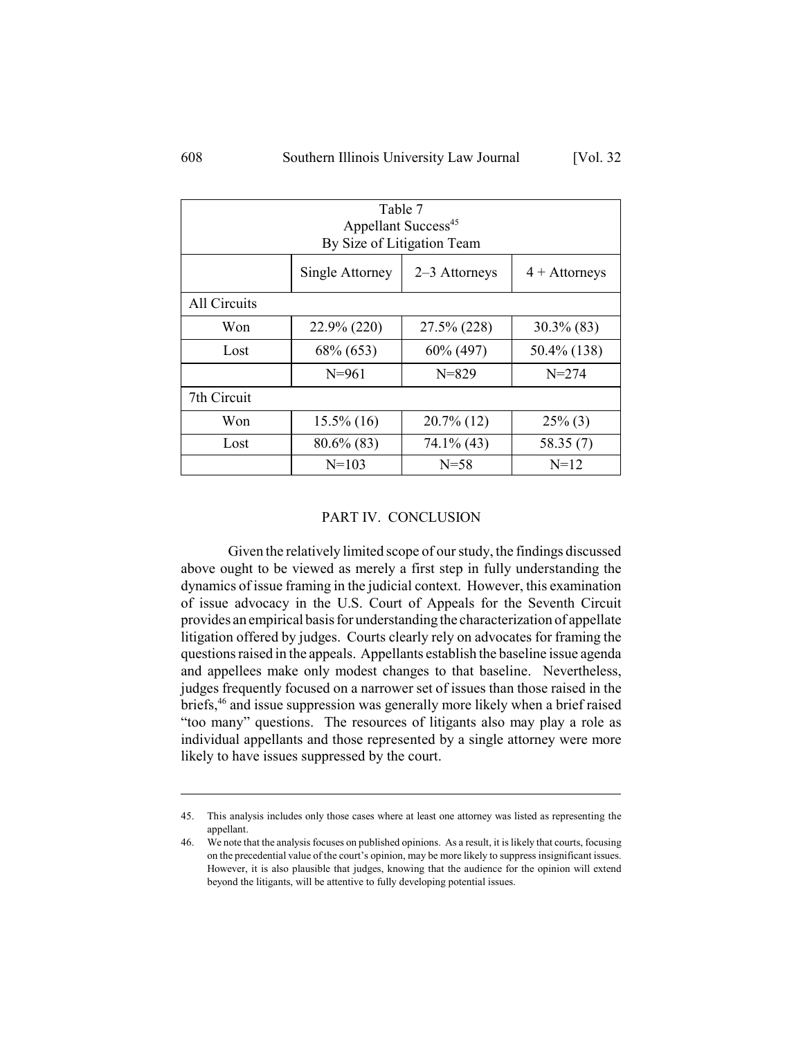Table 7
Appellant Success[45]
By Size of Litigation Team

| | Single Attorney | 2–3 Attorneys | 4 + Attorneys |
|---|---|---|---|
| All Circuits | | | |
| Won | 22.9% (220) | 27.5% (228) | 30.3% (83) |
| Lost | 68% (653) | 60% (497) | 50.4% (138) |
| | N=961 | N=829 | N=274 |
| 7th Circuit | | | |
| Won | 15.5% (16) | 20.7% (12) | 25% (3) |
| Lost | 80.6% (83) | 74.1% (43) | 58.35 (7) |
| | N=103 | N=58 | N=12 |

## PART IV. CONCLUSION

Given the relatively limited scope of our study, the findings discussed above ought to be viewed as merely a first step in fully understanding the dynamics of issue framing in the judicial context. However, this examination of issue advocacy in the U.S. Court of Appeals for the Seventh Circuit provides an empirical basis for understanding the characterization of appellate litigation offered by judges. Courts clearly rely on advocates for framing the questions raised in the appeals. Appellants establish the baseline issue agenda and appellees make only modest changes to that baseline. Nevertheless, judges frequently focused on a narrower set of issues than those raised in the briefs,[46] and issue suppression was generally more likely when a brief raised "too many" questions. The resources of litigants also may play a role as individual appellants and those represented by a single attorney were more likely to have issues suppressed by the court.

---

45. This analysis includes only those cases where at least one attorney was listed as representing the appellant.

46. We note that the analysis focuses on published opinions. As a result, it is likely that courts, focusing on the precedential value of the court's opinion, may be more likely to suppress insignificant issues. However, it is also plausible that judges, knowing that the audience for the opinion will extend beyond the litigants, will be attentive to fully developing potential issues.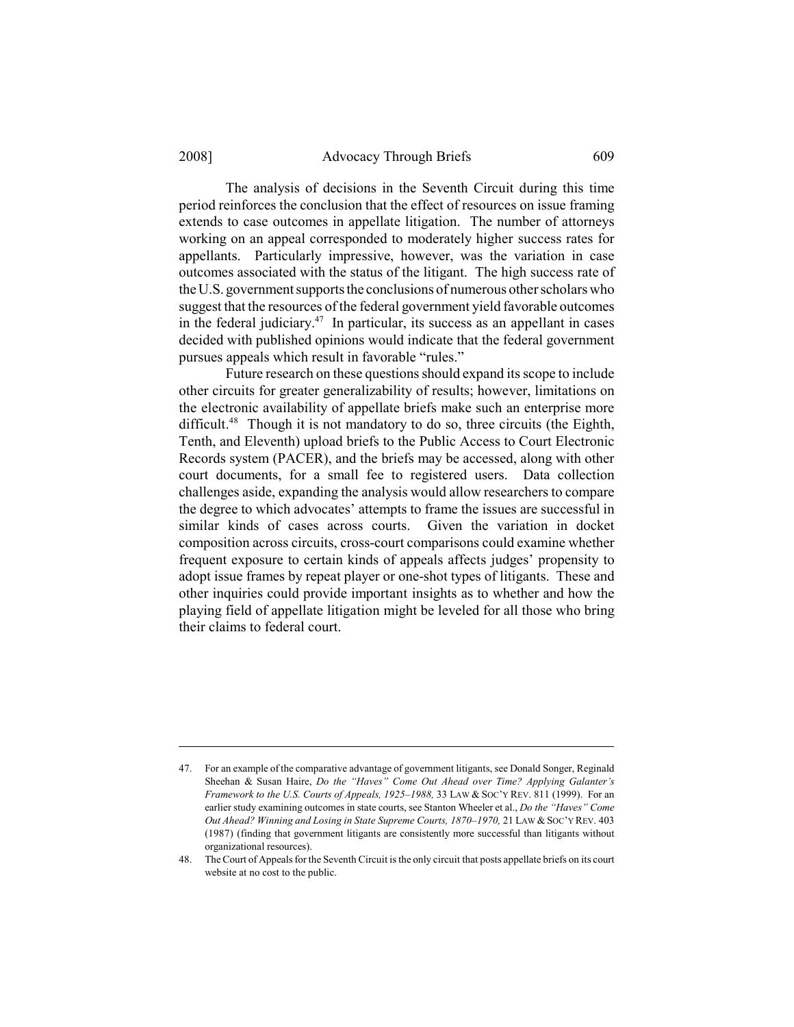The analysis of decisions in the Seventh Circuit during this time period reinforces the conclusion that the effect of resources on issue framing extends to case outcomes in appellate litigation. The number of attorneys working on an appeal corresponded to moderately higher success rates for appellants. Particularly impressive, however, was the variation in case outcomes associated with the status of the litigant. The high success rate of the U.S. government supports the conclusions of numerous other scholars who suggest that the resources of the federal government yield favorable outcomes in the federal judiciary.[47] In particular, its success as an appellant in cases decided with published opinions would indicate that the federal government pursues appeals which result in favorable "rules."

Future research on these questions should expand its scope to include other circuits for greater generalizability of results; however, limitations on the electronic availability of appellate briefs make such an enterprise more difficult.[48] Though it is not mandatory to do so, three circuits (the Eighth, Tenth, and Eleventh) upload briefs to the Public Access to Court Electronic Records system (PACER), and the briefs may be accessed, along with other court documents, for a small fee to registered users. Data collection challenges aside, expanding the analysis would allow researchers to compare the degree to which advocates' attempts to frame the issues are successful in similar kinds of cases across courts. Given the variation in docket composition across circuits, cross-court comparisons could examine whether frequent exposure to certain kinds of appeals affects judges' propensity to adopt issue frames by repeat player or one-shot types of litigants. These and other inquiries could provide important insights as to whether and how the playing field of appellate litigation might be leveled for all those who bring their claims to federal court.

---

47. For an example of the comparative advantage of government litigants, see Donald Songer, Reginald Sheehan & Susan Haire, *Do the "Haves" Come Out Ahead over Time? Applying Galanter's Framework to the U.S. Courts of Appeals, 1925–1988,* 33 LAW & SOC'Y REV. 811 (1999). For an earlier study examining outcomes in state courts, see Stanton Wheeler et al., *Do the "Haves" Come Out Ahead? Winning and Losing in State Supreme Courts, 1870–1970,* 21 LAW & SOC'Y REV. 403 (1987) (finding that government litigants are consistently more successful than litigants without organizational resources).

48. The Court of Appeals for the Seventh Circuit is the only circuit that posts appellate briefs on its court website at no cost to the public.